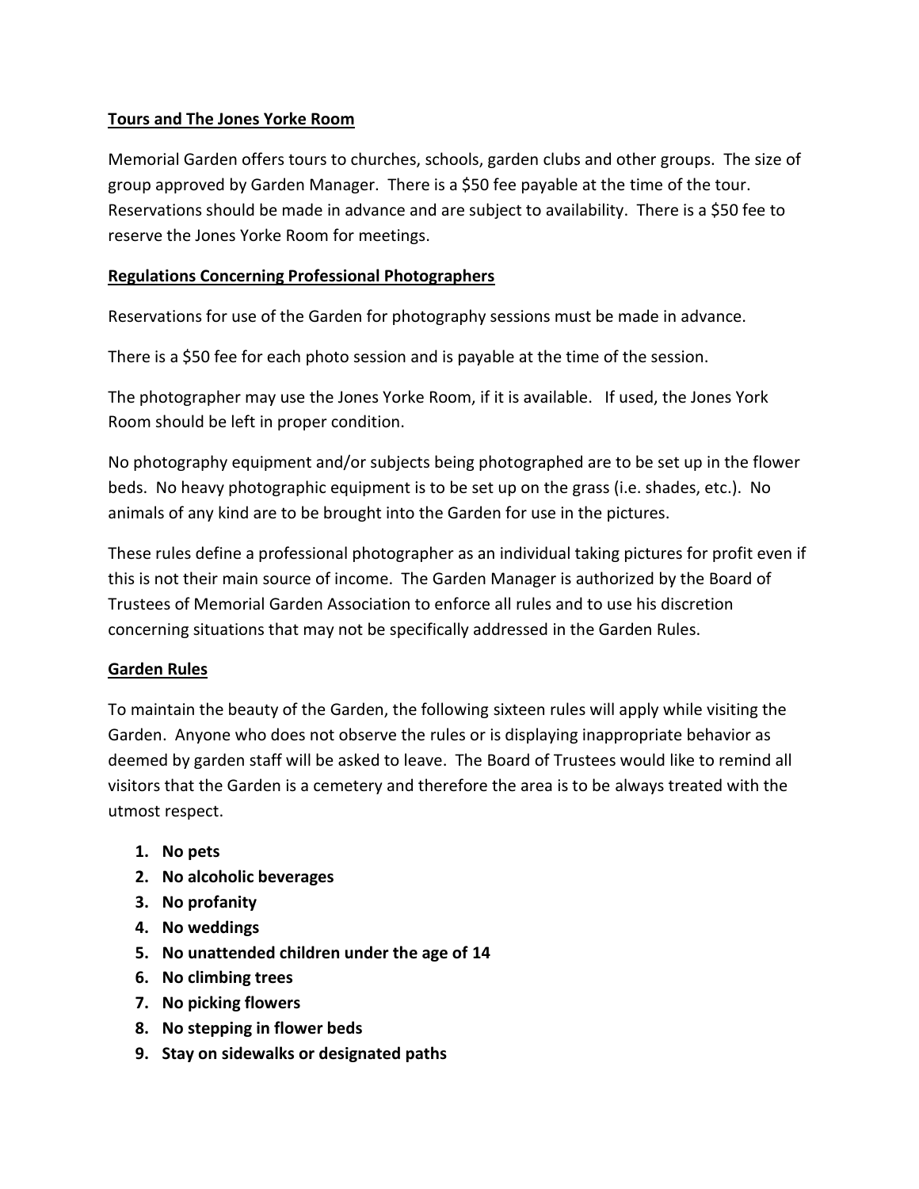## Tours and The Jones Yorke Room

Memorial Garden offers tours to churches, schools, garden clubs and other groups. The size of group approved by Garden Manager. There is a $50 fee payable at the time of the tour. Reservations should be made in advance and are subject to availability. There is a $50 fee to reserve the Jones Yorke Room for meetings.

## Regulations Concerning Professional Photographers

Reservations for use of the Garden for photography sessions must be made in advance.

There is a $50 fee for each photo session and is payable at the time of the session.

The photographer may use the Jones Yorke Room, if it is available. If used, the Jones York Room should be left in proper condition.

No photography equipment and/or subjects being photographed are to be set up in the flower beds. No heavy photographic equipment is to be set up on the grass (i.e. shades, etc.). No animals of any kind are to be brought into the Garden for use in the pictures.

These rules define a professional photographer as an individual taking pictures for profit even if this is not their main source of income. The Garden Manager is authorized by the Board of Trustees of Memorial Garden Association to enforce all rules and to use his discretion concerning situations that may not be specifically addressed in the Garden Rules.

## Garden Rules

To maintain the beauty of the Garden, the following sixteen rules will apply while visiting the Garden. Anyone who does not observe the rules or is displaying inappropriate behavior as deemed by garden staff will be asked to leave. The Board of Trustees would like to remind all visitors that the Garden is a cemetery and therefore the area is to be always treated with the utmost respect.

1. **No pets**
2. **No alcoholic beverages**
3. **No profanity**
4. **No weddings**
5. **No unattended children under the age of 14**
6. **No climbing trees**
7. **No picking flowers**
8. **No stepping in flower beds**
9. **Stay on sidewalks or designated paths**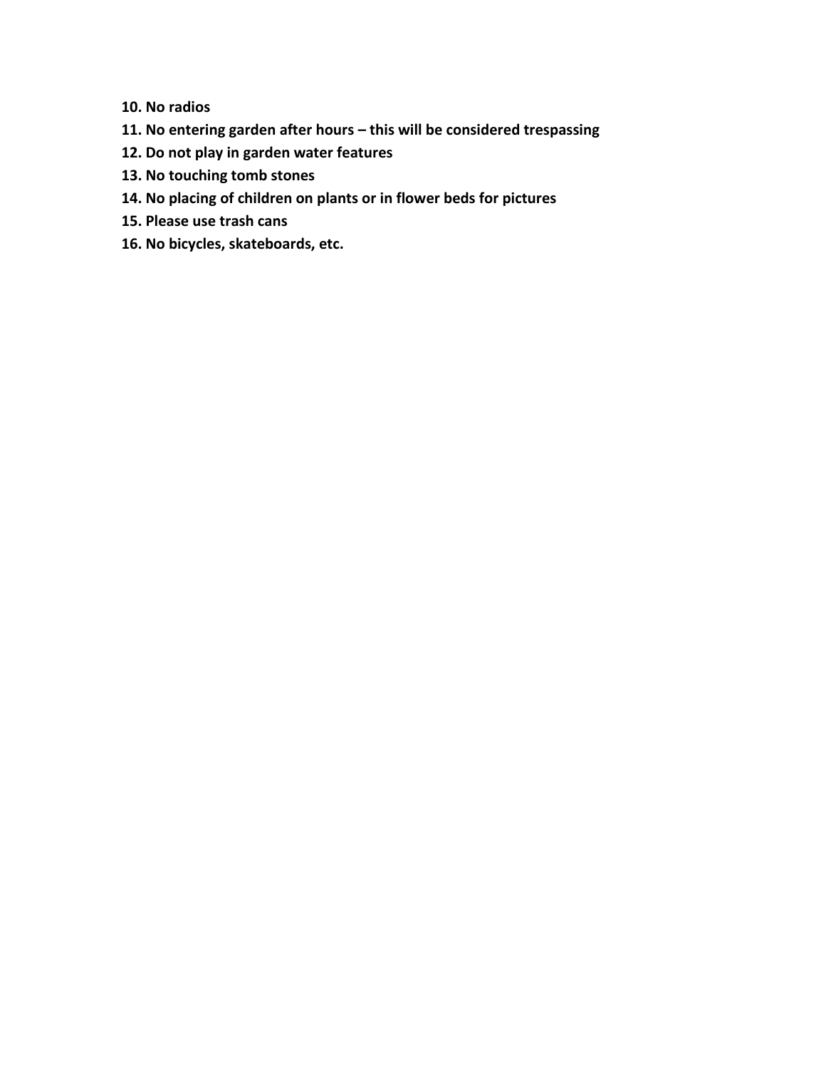10. **No radios**
11. **No entering garden after hours – this will be considered trespassing**
12. **Do not play in garden water features**
13. **No touching tomb stones**
14. **No placing of children on plants or in flower beds for pictures**
15. **Please use trash cans**
16. **No bicycles, skateboards, etc.**